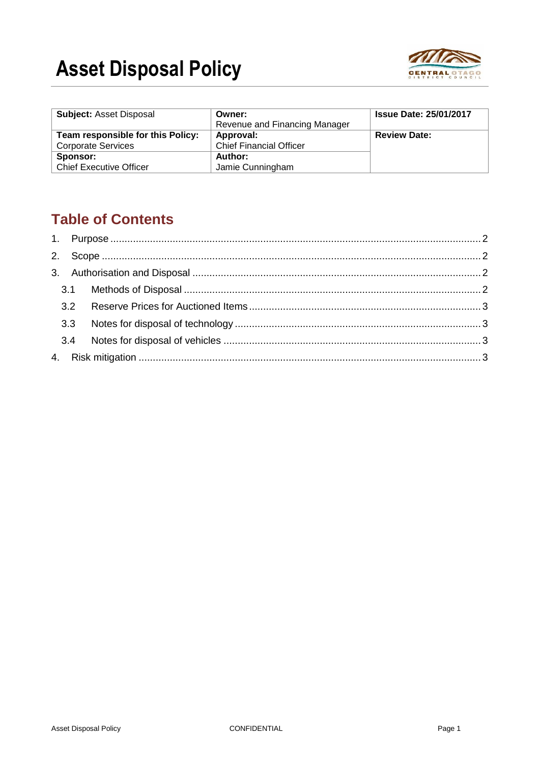# Asset Disposal Policy

| **Subject:** Asset Disposal | **Owner:** Revenue and Financing Manager | **Issue Date: 25/01/2017** |
|---|---|---|
| **Team responsible for this Policy:** Corporate Services | **Approval:** Chief Financial Officer | **Review Date:** |
| **Sponsor:** Chief Executive Officer | **Author:** Jamie Cunningham | |

## Table of Contents

1. Purpose .......... 2
2. Scope .......... 2
3. Authorisation and Disposal .......... 2
   - 3.1 Methods of Disposal .......... 2
   - 3.2 Reserve Prices for Auctioned Items .......... 3
   - 3.3 Notes for disposal of technology .......... 3
   - 3.4 Notes for disposal of vehicles .......... 3
4. Risk mitigation .......... 3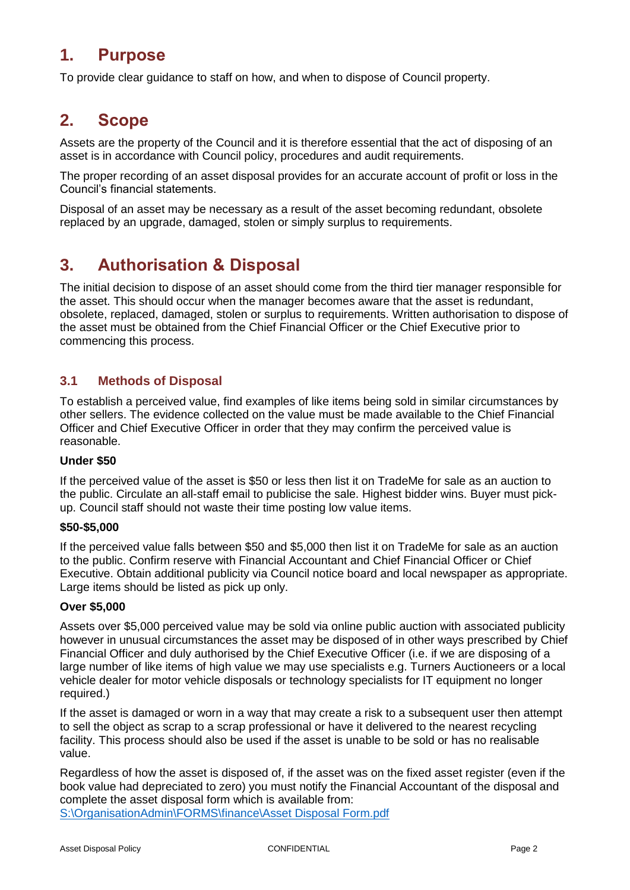# 1. Purpose

To provide clear guidance to staff on how, and when to dispose of Council property.

# 2. Scope

Assets are the property of the Council and it is therefore essential that the act of disposing of an asset is in accordance with Council policy, procedures and audit requirements.

The proper recording of an asset disposal provides for an accurate account of profit or loss in the Council's financial statements.

Disposal of an asset may be necessary as a result of the asset becoming redundant, obsolete replaced by an upgrade, damaged, stolen or simply surplus to requirements.

# 3. Authorisation & Disposal

The initial decision to dispose of an asset should come from the third tier manager responsible for the asset. This should occur when the manager becomes aware that the asset is redundant, obsolete, replaced, damaged, stolen or surplus to requirements. Written authorisation to dispose of the asset must be obtained from the Chief Financial Officer or the Chief Executive prior to commencing this process.

## 3.1 Methods of Disposal

To establish a perceived value, find examples of like items being sold in similar circumstances by other sellers. The evidence collected on the value must be made available to the Chief Financial Officer and Chief Executive Officer in order that they may confirm the perceived value is reasonable.

**Under $50**

If the perceived value of the asset is $50 or less then list it on TradeMe for sale as an auction to the public. Circulate an all-staff email to publicise the sale. Highest bidder wins. Buyer must pick-up. Council staff should not waste their time posting low value items.

**$50-$5,000**

If the perceived value falls between $50 and $5,000 then list it on TradeMe for sale as an auction to the public. Confirm reserve with Financial Accountant and Chief Financial Officer or Chief Executive. Obtain additional publicity via Council notice board and local newspaper as appropriate. Large items should be listed as pick up only.

**Over $5,000**

Assets over $5,000 perceived value may be sold via online public auction with associated publicity however in unusual circumstances the asset may be disposed of in other ways prescribed by Chief Financial Officer and duly authorised by the Chief Executive Officer (i.e. if we are disposing of a large number of like items of high value we may use specialists e.g. Turners Auctioneers or a local vehicle dealer for motor vehicle disposals or technology specialists for IT equipment no longer required.)

If the asset is damaged or worn in a way that may create a risk to a subsequent user then attempt to sell the object as scrap to a scrap professional or have it delivered to the nearest recycling facility. This process should also be used if the asset is unable to be sold or has no realisable value.

Regardless of how the asset is disposed of, if the asset was on the fixed asset register (even if the book value had depreciated to zero) you must notify the Financial Accountant of the disposal and complete the asset disposal form which is available from: S:\OrganisationAdmin\FORMS\finance\Asset Disposal Form.pdf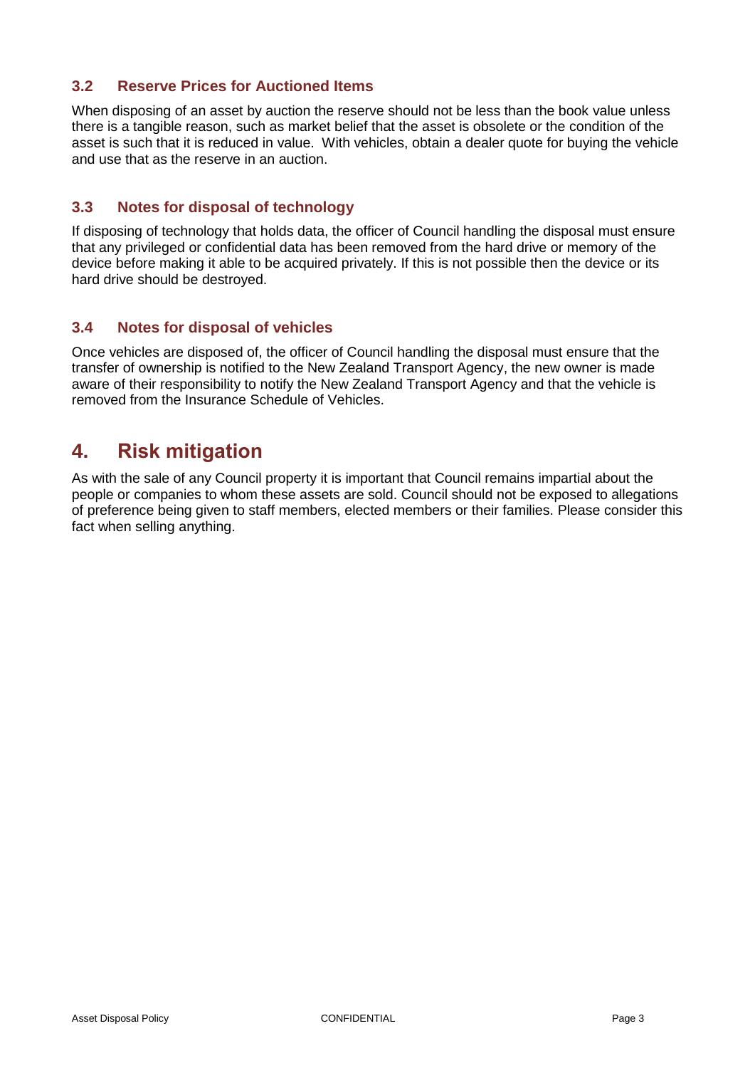### 3.2 Reserve Prices for Auctioned Items

When disposing of an asset by auction the reserve should not be less than the book value unless there is a tangible reason, such as market belief that the asset is obsolete or the condition of the asset is such that it is reduced in value. With vehicles, obtain a dealer quote for buying the vehicle and use that as the reserve in an auction.

### 3.3 Notes for disposal of technology

If disposing of technology that holds data, the officer of Council handling the disposal must ensure that any privileged or confidential data has been removed from the hard drive or memory of the device before making it able to be acquired privately. If this is not possible then the device or its hard drive should be destroyed.

### 3.4 Notes for disposal of vehicles

Once vehicles are disposed of, the officer of Council handling the disposal must ensure that the transfer of ownership is notified to the New Zealand Transport Agency, the new owner is made aware of their responsibility to notify the New Zealand Transport Agency and that the vehicle is removed from the Insurance Schedule of Vehicles.

## 4. Risk mitigation

As with the sale of any Council property it is important that Council remains impartial about the people or companies to whom these assets are sold. Council should not be exposed to allegations of preference being given to staff members, elected members or their families. Please consider this fact when selling anything.